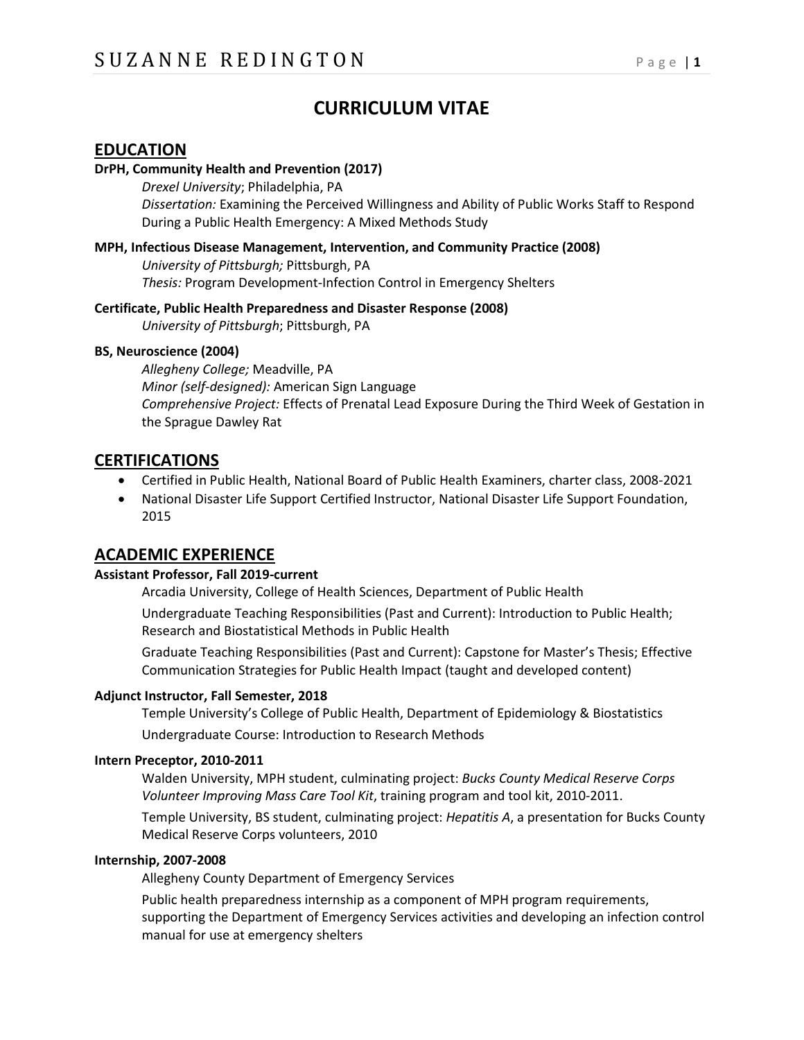# CURRICULUM VITAE

## EDUCATION

**DrPH, Community Health and Prevention (2017)**

*Drexel University*; Philadelphia, PA

*Dissertation:* Examining the Perceived Willingness and Ability of Public Works Staff to Respond During a Public Health Emergency: A Mixed Methods Study

**MPH, Infectious Disease Management, Intervention, and Community Practice (2008)**

*University of Pittsburgh;* Pittsburgh, PA

*Thesis:* Program Development-Infection Control in Emergency Shelters

**Certificate, Public Health Preparedness and Disaster Response (2008)**

*University of Pittsburgh*; Pittsburgh, PA

**BS, Neuroscience (2004)**

*Allegheny College;* Meadville, PA

*Minor (self-designed):* American Sign Language

*Comprehensive Project:* Effects of Prenatal Lead Exposure During the Third Week of Gestation in the Sprague Dawley Rat

## CERTIFICATIONS

- Certified in Public Health, National Board of Public Health Examiners, charter class, 2008-2021
- National Disaster Life Support Certified Instructor, National Disaster Life Support Foundation, 2015

## ACADEMIC EXPERIENCE

**Assistant Professor, Fall 2019-current**

Arcadia University, College of Health Sciences, Department of Public Health

Undergraduate Teaching Responsibilities (Past and Current): Introduction to Public Health; Research and Biostatistical Methods in Public Health

Graduate Teaching Responsibilities (Past and Current): Capstone for Master's Thesis; Effective Communication Strategies for Public Health Impact (taught and developed content)

**Adjunct Instructor, Fall Semester, 2018**

Temple University's College of Public Health, Department of Epidemiology & Biostatistics

Undergraduate Course: Introduction to Research Methods

**Intern Preceptor, 2010-2011**

Walden University, MPH student, culminating project: *Bucks County Medical Reserve Corps Volunteer Improving Mass Care Tool Kit*, training program and tool kit, 2010-2011.

Temple University, BS student, culminating project: *Hepatitis A*, a presentation for Bucks County Medical Reserve Corps volunteers, 2010

**Internship, 2007-2008**

Allegheny County Department of Emergency Services

Public health preparedness internship as a component of MPH program requirements, supporting the Department of Emergency Services activities and developing an infection control manual for use at emergency shelters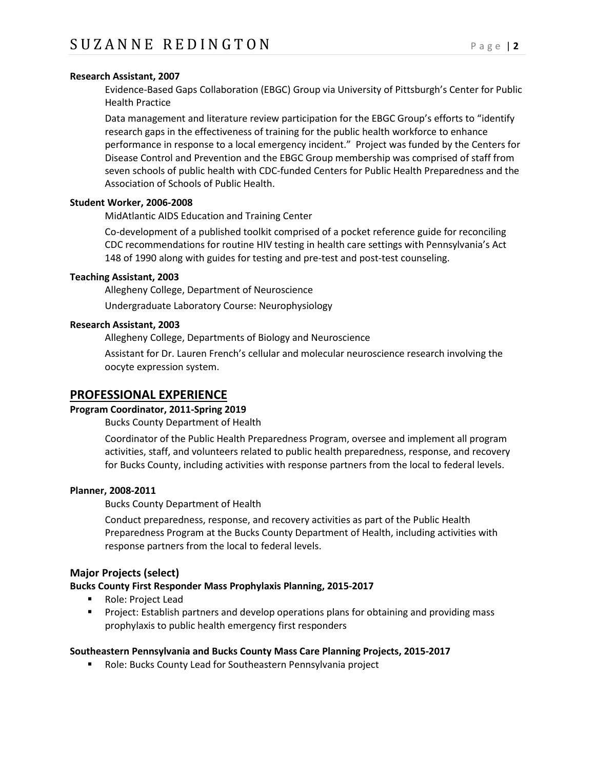**Research Assistant, 2007**

Evidence-Based Gaps Collaboration (EBGC) Group via University of Pittsburgh's Center for Public Health Practice

Data management and literature review participation for the EBGC Group's efforts to "identify research gaps in the effectiveness of training for the public health workforce to enhance performance in response to a local emergency incident." Project was funded by the Centers for Disease Control and Prevention and the EBGC Group membership was comprised of staff from seven schools of public health with CDC-funded Centers for Public Health Preparedness and the Association of Schools of Public Health.

**Student Worker, 2006-2008**

MidAtlantic AIDS Education and Training Center

Co-development of a published toolkit comprised of a pocket reference guide for reconciling CDC recommendations for routine HIV testing in health care settings with Pennsylvania's Act 148 of 1990 along with guides for testing and pre-test and post-test counseling.

**Teaching Assistant, 2003**

Allegheny College, Department of Neuroscience

Undergraduate Laboratory Course: Neurophysiology

**Research Assistant, 2003**

Allegheny College, Departments of Biology and Neuroscience

Assistant for Dr. Lauren French's cellular and molecular neuroscience research involving the oocyte expression system.

## PROFESSIONAL EXPERIENCE

**Program Coordinator, 2011-Spring 2019**

Bucks County Department of Health

Coordinator of the Public Health Preparedness Program, oversee and implement all program activities, staff, and volunteers related to public health preparedness, response, and recovery for Bucks County, including activities with response partners from the local to federal levels.

**Planner, 2008-2011**

Bucks County Department of Health

Conduct preparedness, response, and recovery activities as part of the Public Health Preparedness Program at the Bucks County Department of Health, including activities with response partners from the local to federal levels.

### Major Projects (select)

**Bucks County First Responder Mass Prophylaxis Planning, 2015-2017**

- Role: Project Lead
- Project: Establish partners and develop operations plans for obtaining and providing mass prophylaxis to public health emergency first responders

**Southeastern Pennsylvania and Bucks County Mass Care Planning Projects, 2015-2017**

- Role: Bucks County Lead for Southeastern Pennsylvania project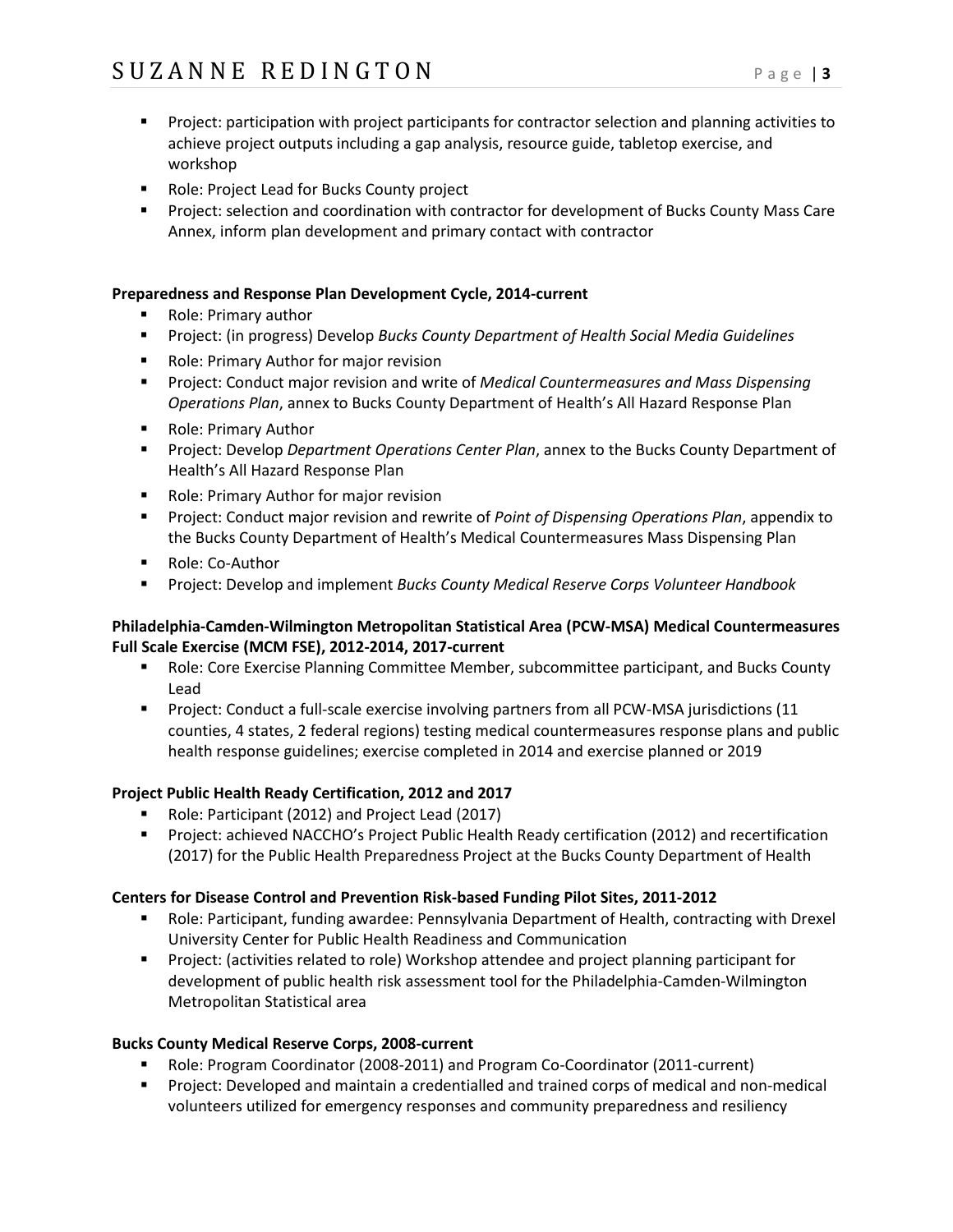- Project: participation with project participants for contractor selection and planning activities to achieve project outputs including a gap analysis, resource guide, tabletop exercise, and workshop
- Role: Project Lead for Bucks County project
- Project: selection and coordination with contractor for development of Bucks County Mass Care Annex, inform plan development and primary contact with contractor

**Preparedness and Response Plan Development Cycle, 2014-current**

- Role: Primary author
- Project: (in progress) Develop *Bucks County Department of Health Social Media Guidelines*
- Role: Primary Author for major revision
- Project: Conduct major revision and write of *Medical Countermeasures and Mass Dispensing Operations Plan*, annex to Bucks County Department of Health's All Hazard Response Plan
- Role: Primary Author
- Project: Develop *Department Operations Center Plan*, annex to the Bucks County Department of Health's All Hazard Response Plan
- Role: Primary Author for major revision
- Project: Conduct major revision and rewrite of *Point of Dispensing Operations Plan*, appendix to the Bucks County Department of Health's Medical Countermeasures Mass Dispensing Plan
- Role: Co-Author
- Project: Develop and implement *Bucks County Medical Reserve Corps Volunteer Handbook*

**Philadelphia-Camden-Wilmington Metropolitan Statistical Area (PCW-MSA) Medical Countermeasures Full Scale Exercise (MCM FSE), 2012-2014, 2017-current**

- Role: Core Exercise Planning Committee Member, subcommittee participant, and Bucks County Lead
- Project: Conduct a full-scale exercise involving partners from all PCW-MSA jurisdictions (11 counties, 4 states, 2 federal regions) testing medical countermeasures response plans and public health response guidelines; exercise completed in 2014 and exercise planned or 2019

**Project Public Health Ready Certification, 2012 and 2017**

- Role: Participant (2012) and Project Lead (2017)
- Project: achieved NACCHO's Project Public Health Ready certification (2012) and recertification (2017) for the Public Health Preparedness Project at the Bucks County Department of Health

**Centers for Disease Control and Prevention Risk-based Funding Pilot Sites, 2011-2012**

- Role: Participant, funding awardee: Pennsylvania Department of Health, contracting with Drexel University Center for Public Health Readiness and Communication
- Project: (activities related to role) Workshop attendee and project planning participant for development of public health risk assessment tool for the Philadelphia-Camden-Wilmington Metropolitan Statistical area

**Bucks County Medical Reserve Corps, 2008-current**

- Role: Program Coordinator (2008-2011) and Program Co-Coordinator (2011-current)
- Project: Developed and maintain a credentialled and trained corps of medical and non-medical volunteers utilized for emergency responses and community preparedness and resiliency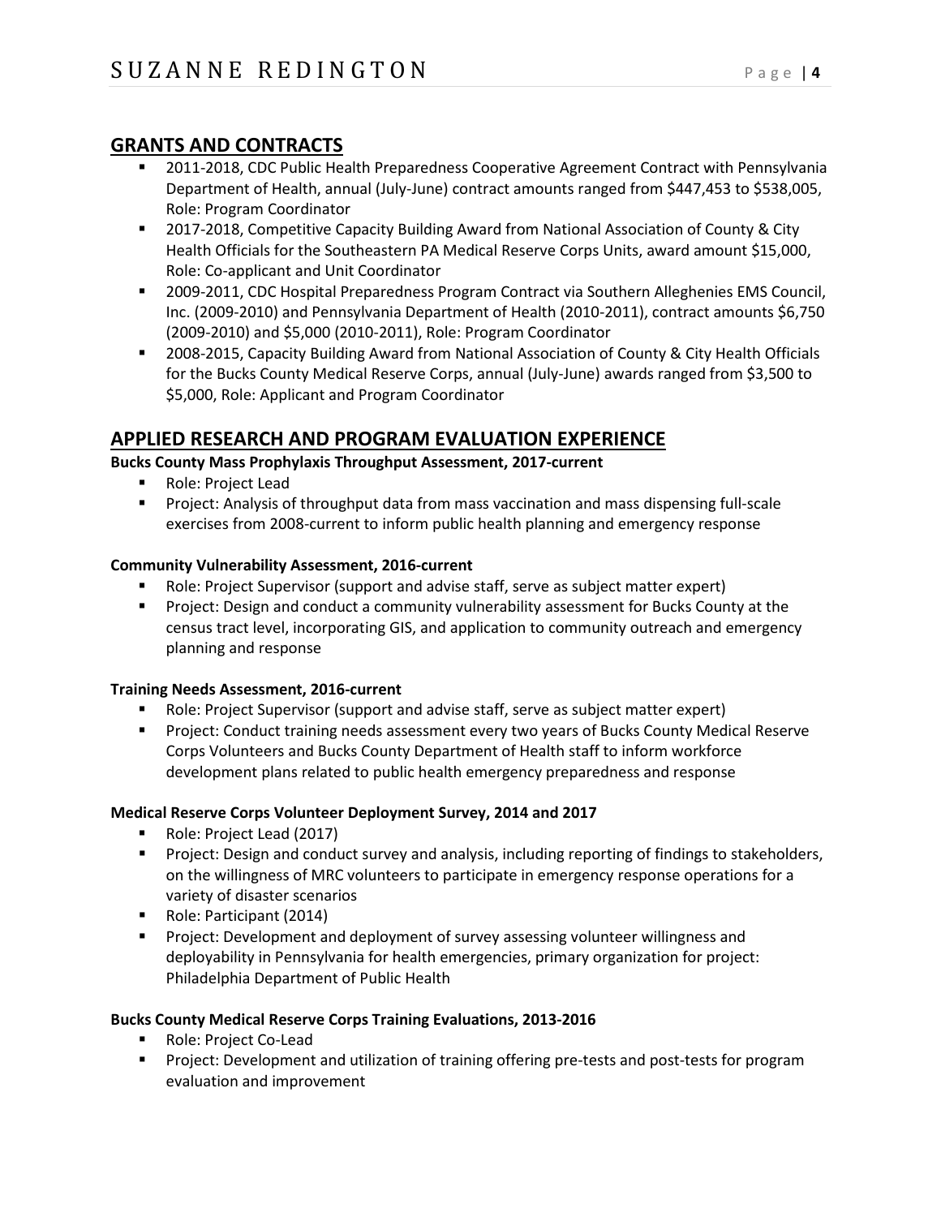## GRANTS AND CONTRACTS

- 2011-2018, CDC Public Health Preparedness Cooperative Agreement Contract with Pennsylvania Department of Health, annual (July-June) contract amounts ranged from $447,453 to $538,005, Role: Program Coordinator
- 2017-2018, Competitive Capacity Building Award from National Association of County & City Health Officials for the Southeastern PA Medical Reserve Corps Units, award amount $15,000, Role: Co-applicant and Unit Coordinator
- 2009-2011, CDC Hospital Preparedness Program Contract via Southern Alleghenies EMS Council, Inc. (2009-2010) and Pennsylvania Department of Health (2010-2011), contract amounts $6,750 (2009-2010) and $5,000 (2010-2011), Role: Program Coordinator
- 2008-2015, Capacity Building Award from National Association of County & City Health Officials for the Bucks County Medical Reserve Corps, annual (July-June) awards ranged from $3,500 to $5,000, Role: Applicant and Program Coordinator

## APPLIED RESEARCH AND PROGRAM EVALUATION EXPERIENCE

**Bucks County Mass Prophylaxis Throughput Assessment, 2017-current**

- Role: Project Lead
- Project: Analysis of throughput data from mass vaccination and mass dispensing full-scale exercises from 2008-current to inform public health planning and emergency response

**Community Vulnerability Assessment, 2016-current**

- Role: Project Supervisor (support and advise staff, serve as subject matter expert)
- Project: Design and conduct a community vulnerability assessment for Bucks County at the census tract level, incorporating GIS, and application to community outreach and emergency planning and response

**Training Needs Assessment, 2016-current**

- Role: Project Supervisor (support and advise staff, serve as subject matter expert)
- Project: Conduct training needs assessment every two years of Bucks County Medical Reserve Corps Volunteers and Bucks County Department of Health staff to inform workforce development plans related to public health emergency preparedness and response

**Medical Reserve Corps Volunteer Deployment Survey, 2014 and 2017**

- Role: Project Lead (2017)
- Project: Design and conduct survey and analysis, including reporting of findings to stakeholders, on the willingness of MRC volunteers to participate in emergency response operations for a variety of disaster scenarios
- Role: Participant (2014)
- Project: Development and deployment of survey assessing volunteer willingness and deployability in Pennsylvania for health emergencies, primary organization for project: Philadelphia Department of Public Health

**Bucks County Medical Reserve Corps Training Evaluations, 2013-2016**

- Role: Project Co-Lead
- Project: Development and utilization of training offering pre-tests and post-tests for program evaluation and improvement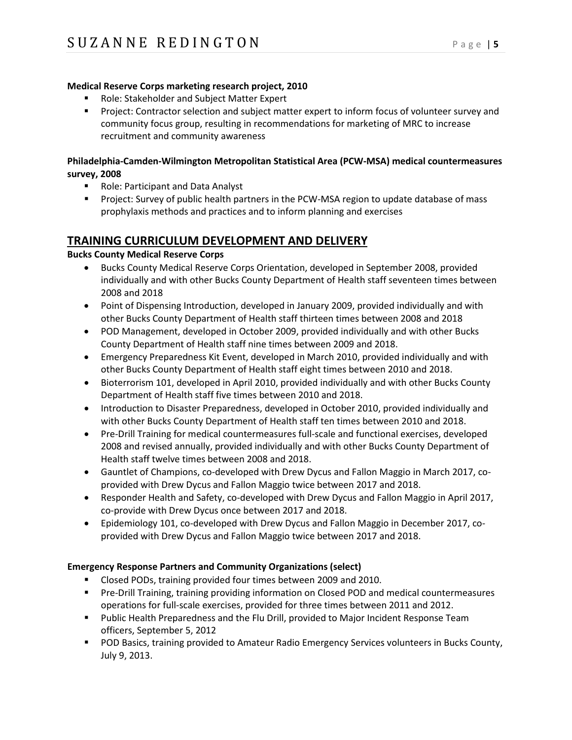**Medical Reserve Corps marketing research project, 2010**

- Role: Stakeholder and Subject Matter Expert
- Project: Contractor selection and subject matter expert to inform focus of volunteer survey and community focus group, resulting in recommendations for marketing of MRC to increase recruitment and community awareness

**Philadelphia-Camden-Wilmington Metropolitan Statistical Area (PCW-MSA) medical countermeasures survey, 2008**

- Role: Participant and Data Analyst
- Project: Survey of public health partners in the PCW-MSA region to update database of mass prophylaxis methods and practices and to inform planning and exercises

## TRAINING CURRICULUM DEVELOPMENT AND DELIVERY

**Bucks County Medical Reserve Corps**

- Bucks County Medical Reserve Corps Orientation, developed in September 2008, provided individually and with other Bucks County Department of Health staff seventeen times between 2008 and 2018
- Point of Dispensing Introduction, developed in January 2009, provided individually and with other Bucks County Department of Health staff thirteen times between 2008 and 2018
- POD Management, developed in October 2009, provided individually and with other Bucks County Department of Health staff nine times between 2009 and 2018.
- Emergency Preparedness Kit Event, developed in March 2010, provided individually and with other Bucks County Department of Health staff eight times between 2010 and 2018.
- Bioterrorism 101, developed in April 2010, provided individually and with other Bucks County Department of Health staff five times between 2010 and 2018.
- Introduction to Disaster Preparedness, developed in October 2010, provided individually and with other Bucks County Department of Health staff ten times between 2010 and 2018.
- Pre-Drill Training for medical countermeasures full-scale and functional exercises, developed 2008 and revised annually, provided individually and with other Bucks County Department of Health staff twelve times between 2008 and 2018.
- Gauntlet of Champions, co-developed with Drew Dycus and Fallon Maggio in March 2017, co-provided with Drew Dycus and Fallon Maggio twice between 2017 and 2018.
- Responder Health and Safety, co-developed with Drew Dycus and Fallon Maggio in April 2017, co-provide with Drew Dycus once between 2017 and 2018.
- Epidemiology 101, co-developed with Drew Dycus and Fallon Maggio in December 2017, co-provided with Drew Dycus and Fallon Maggio twice between 2017 and 2018.

**Emergency Response Partners and Community Organizations (select)**

- Closed PODs, training provided four times between 2009 and 2010.
- Pre-Drill Training, training providing information on Closed POD and medical countermeasures operations for full-scale exercises, provided for three times between 2011 and 2012.
- Public Health Preparedness and the Flu Drill, provided to Major Incident Response Team officers, September 5, 2012
- POD Basics, training provided to Amateur Radio Emergency Services volunteers in Bucks County, July 9, 2013.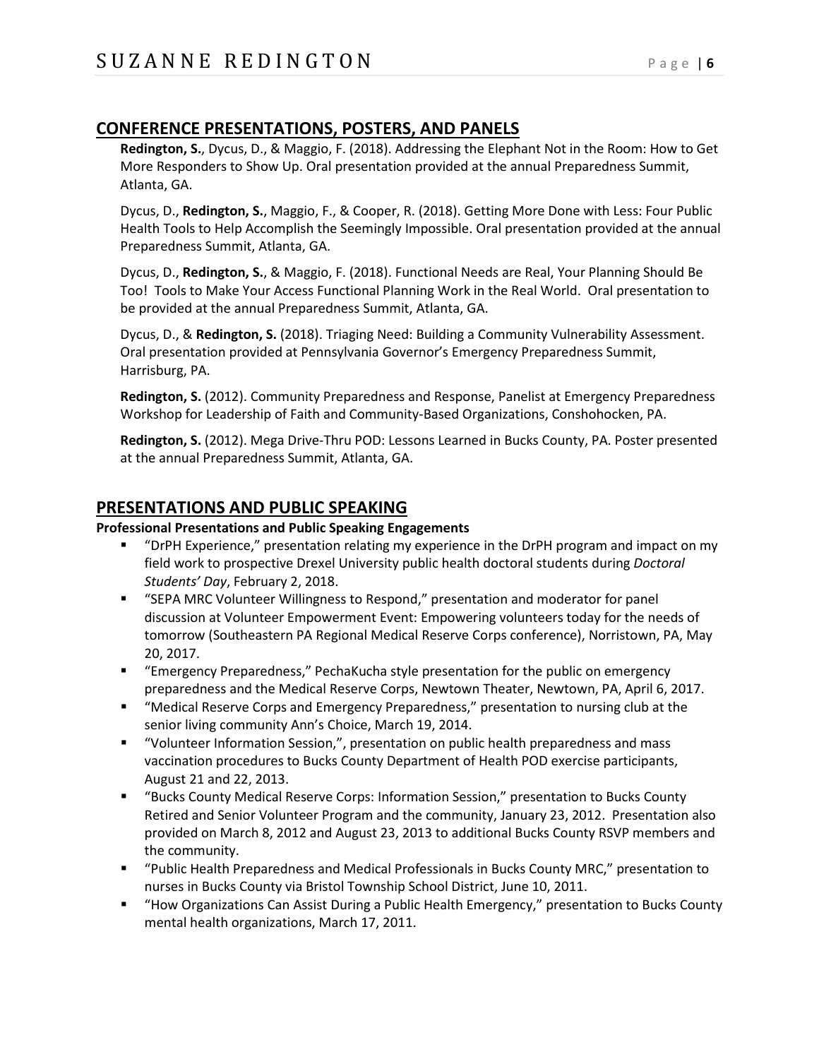## CONFERENCE PRESENTATIONS, POSTERS, AND PANELS

**Redington, S.**, Dycus, D., & Maggio, F. (2018). Addressing the Elephant Not in the Room: How to Get More Responders to Show Up. Oral presentation provided at the annual Preparedness Summit, Atlanta, GA.

Dycus, D., **Redington, S.**, Maggio, F., & Cooper, R. (2018). Getting More Done with Less: Four Public Health Tools to Help Accomplish the Seemingly Impossible. Oral presentation provided at the annual Preparedness Summit, Atlanta, GA.

Dycus, D., **Redington, S.**, & Maggio, F. (2018). Functional Needs are Real, Your Planning Should Be Too! Tools to Make Your Access Functional Planning Work in the Real World. Oral presentation to be provided at the annual Preparedness Summit, Atlanta, GA.

Dycus, D., & **Redington, S.** (2018). Triaging Need: Building a Community Vulnerability Assessment. Oral presentation provided at Pennsylvania Governor's Emergency Preparedness Summit, Harrisburg, PA.

**Redington, S.** (2012). Community Preparedness and Response, Panelist at Emergency Preparedness Workshop for Leadership of Faith and Community-Based Organizations, Conshohocken, PA.

**Redington, S.** (2012). Mega Drive-Thru POD: Lessons Learned in Bucks County, PA. Poster presented at the annual Preparedness Summit, Atlanta, GA.

## PRESENTATIONS AND PUBLIC SPEAKING

**Professional Presentations and Public Speaking Engagements**

- "DrPH Experience," presentation relating my experience in the DrPH program and impact on my field work to prospective Drexel University public health doctoral students during *Doctoral Students' Day*, February 2, 2018.
- "SEPA MRC Volunteer Willingness to Respond," presentation and moderator for panel discussion at Volunteer Empowerment Event: Empowering volunteers today for the needs of tomorrow (Southeastern PA Regional Medical Reserve Corps conference), Norristown, PA, May 20, 2017.
- "Emergency Preparedness," PechaKucha style presentation for the public on emergency preparedness and the Medical Reserve Corps, Newtown Theater, Newtown, PA, April 6, 2017.
- "Medical Reserve Corps and Emergency Preparedness," presentation to nursing club at the senior living community Ann's Choice, March 19, 2014.
- "Volunteer Information Session,", presentation on public health preparedness and mass vaccination procedures to Bucks County Department of Health POD exercise participants, August 21 and 22, 2013.
- "Bucks County Medical Reserve Corps: Information Session," presentation to Bucks County Retired and Senior Volunteer Program and the community, January 23, 2012. Presentation also provided on March 8, 2012 and August 23, 2013 to additional Bucks County RSVP members and the community.
- "Public Health Preparedness and Medical Professionals in Bucks County MRC," presentation to nurses in Bucks County via Bristol Township School District, June 10, 2011.
- "How Organizations Can Assist During a Public Health Emergency," presentation to Bucks County mental health organizations, March 17, 2011.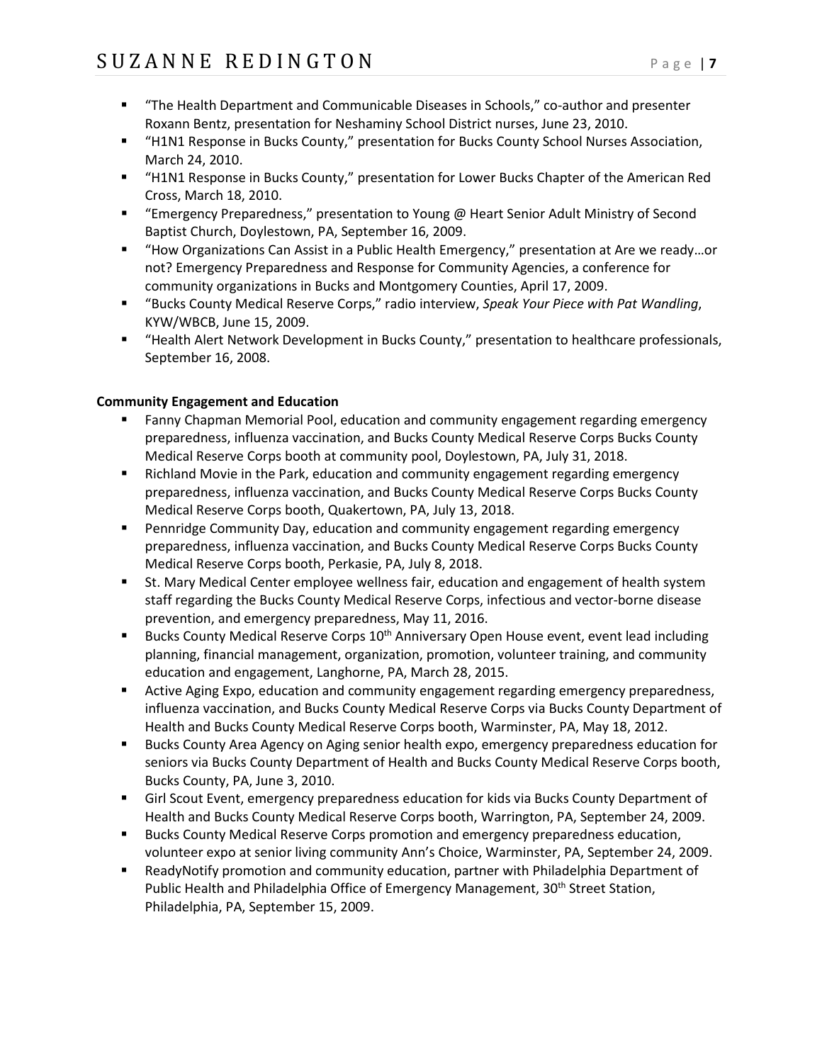- "The Health Department and Communicable Diseases in Schools," co-author and presenter Roxann Bentz, presentation for Neshaminy School District nurses, June 23, 2010.
- "H1N1 Response in Bucks County," presentation for Bucks County School Nurses Association, March 24, 2010.
- "H1N1 Response in Bucks County," presentation for Lower Bucks Chapter of the American Red Cross, March 18, 2010.
- "Emergency Preparedness," presentation to Young @ Heart Senior Adult Ministry of Second Baptist Church, Doylestown, PA, September 16, 2009.
- "How Organizations Can Assist in a Public Health Emergency," presentation at Are we ready…or not? Emergency Preparedness and Response for Community Agencies, a conference for community organizations in Bucks and Montgomery Counties, April 17, 2009.
- "Bucks County Medical Reserve Corps," radio interview, *Speak Your Piece with Pat Wandling*, KYW/WBCB, June 15, 2009.
- "Health Alert Network Development in Bucks County," presentation to healthcare professionals, September 16, 2008.

**Community Engagement and Education**

- Fanny Chapman Memorial Pool, education and community engagement regarding emergency preparedness, influenza vaccination, and Bucks County Medical Reserve Corps Bucks County Medical Reserve Corps booth at community pool, Doylestown, PA, July 31, 2018.
- Richland Movie in the Park, education and community engagement regarding emergency preparedness, influenza vaccination, and Bucks County Medical Reserve Corps Bucks County Medical Reserve Corps booth, Quakertown, PA, July 13, 2018.
- Pennridge Community Day, education and community engagement regarding emergency preparedness, influenza vaccination, and Bucks County Medical Reserve Corps Bucks County Medical Reserve Corps booth, Perkasie, PA, July 8, 2018.
- St. Mary Medical Center employee wellness fair, education and engagement of health system staff regarding the Bucks County Medical Reserve Corps, infectious and vector-borne disease prevention, and emergency preparedness, May 11, 2016.
- Bucks County Medical Reserve Corps 10th Anniversary Open House event, event lead including planning, financial management, organization, promotion, volunteer training, and community education and engagement, Langhorne, PA, March 28, 2015.
- Active Aging Expo, education and community engagement regarding emergency preparedness, influenza vaccination, and Bucks County Medical Reserve Corps via Bucks County Department of Health and Bucks County Medical Reserve Corps booth, Warminster, PA, May 18, 2012.
- Bucks County Area Agency on Aging senior health expo, emergency preparedness education for seniors via Bucks County Department of Health and Bucks County Medical Reserve Corps booth, Bucks County, PA, June 3, 2010.
- Girl Scout Event, emergency preparedness education for kids via Bucks County Department of Health and Bucks County Medical Reserve Corps booth, Warrington, PA, September 24, 2009.
- Bucks County Medical Reserve Corps promotion and emergency preparedness education, volunteer expo at senior living community Ann's Choice, Warminster, PA, September 24, 2009.
- ReadyNotify promotion and community education, partner with Philadelphia Department of Public Health and Philadelphia Office of Emergency Management, 30th Street Station, Philadelphia, PA, September 15, 2009.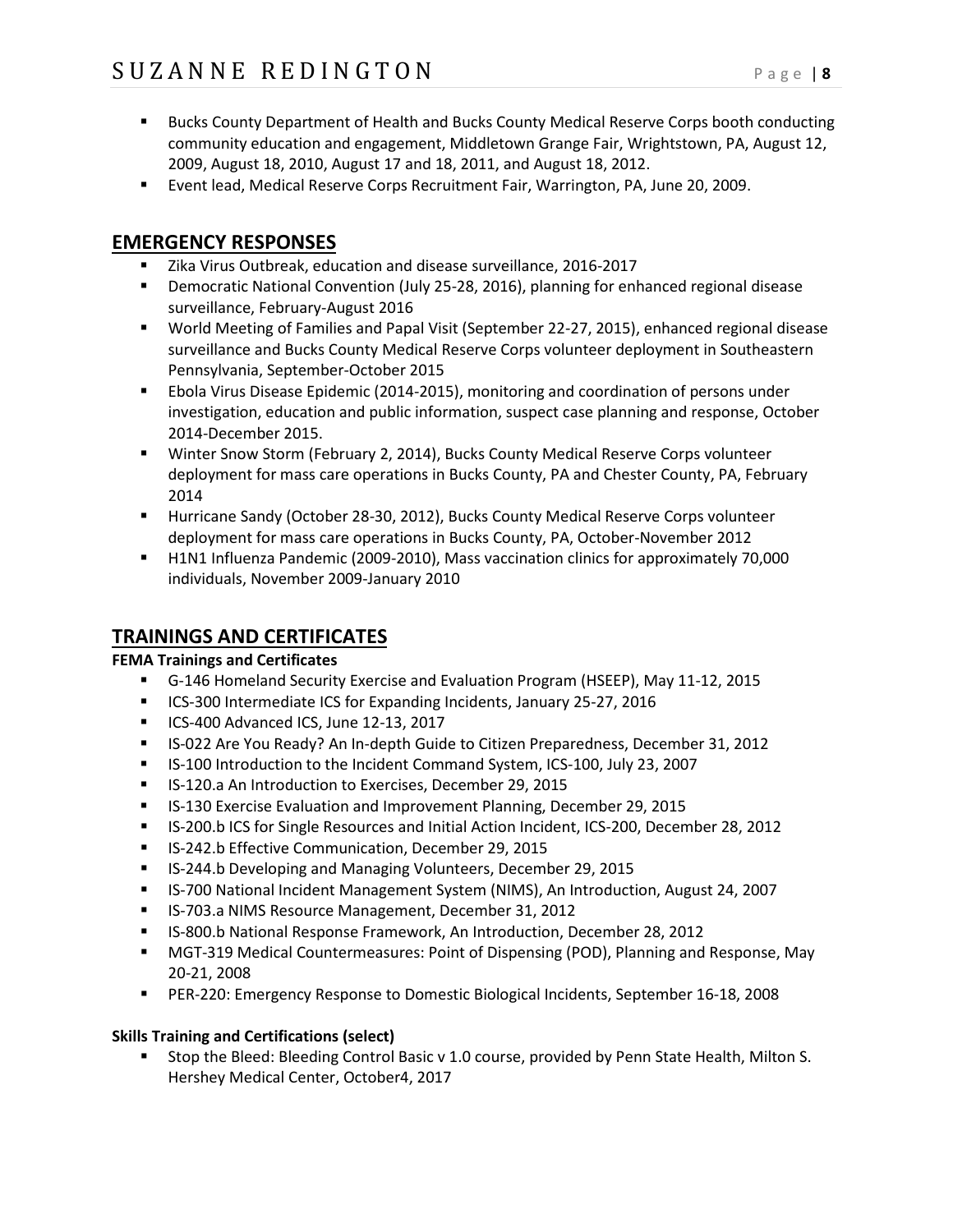- Bucks County Department of Health and Bucks County Medical Reserve Corps booth conducting community education and engagement, Middletown Grange Fair, Wrightstown, PA, August 12, 2009, August 18, 2010, August 17 and 18, 2011, and August 18, 2012.
- Event lead, Medical Reserve Corps Recruitment Fair, Warrington, PA, June 20, 2009.

## EMERGENCY RESPONSES

- Zika Virus Outbreak, education and disease surveillance, 2016-2017
- Democratic National Convention (July 25-28, 2016), planning for enhanced regional disease surveillance, February-August 2016
- World Meeting of Families and Papal Visit (September 22-27, 2015), enhanced regional disease surveillance and Bucks County Medical Reserve Corps volunteer deployment in Southeastern Pennsylvania, September-October 2015
- Ebola Virus Disease Epidemic (2014-2015), monitoring and coordination of persons under investigation, education and public information, suspect case planning and response, October 2014-December 2015.
- Winter Snow Storm (February 2, 2014), Bucks County Medical Reserve Corps volunteer deployment for mass care operations in Bucks County, PA and Chester County, PA, February 2014
- Hurricane Sandy (October 28-30, 2012), Bucks County Medical Reserve Corps volunteer deployment for mass care operations in Bucks County, PA, October-November 2012
- H1N1 Influenza Pandemic (2009-2010), Mass vaccination clinics for approximately 70,000 individuals, November 2009-January 2010

## TRAININGS AND CERTIFICATES

**FEMA Trainings and Certificates**

- G-146 Homeland Security Exercise and Evaluation Program (HSEEP), May 11-12, 2015
- ICS-300 Intermediate ICS for Expanding Incidents, January 25-27, 2016
- ICS-400 Advanced ICS, June 12-13, 2017
- IS-022 Are You Ready? An In-depth Guide to Citizen Preparedness, December 31, 2012
- IS-100 Introduction to the Incident Command System, ICS-100, July 23, 2007
- IS-120.a An Introduction to Exercises, December 29, 2015
- IS-130 Exercise Evaluation and Improvement Planning, December 29, 2015
- IS-200.b ICS for Single Resources and Initial Action Incident, ICS-200, December 28, 2012
- IS-242.b Effective Communication, December 29, 2015
- IS-244.b Developing and Managing Volunteers, December 29, 2015
- IS-700 National Incident Management System (NIMS), An Introduction, August 24, 2007
- IS-703.a NIMS Resource Management, December 31, 2012
- IS-800.b National Response Framework, An Introduction, December 28, 2012
- MGT-319 Medical Countermeasures: Point of Dispensing (POD), Planning and Response, May 20-21, 2008
- PER-220: Emergency Response to Domestic Biological Incidents, September 16-18, 2008

**Skills Training and Certifications (select)**

- Stop the Bleed: Bleeding Control Basic v 1.0 course, provided by Penn State Health, Milton S. Hershey Medical Center, October4, 2017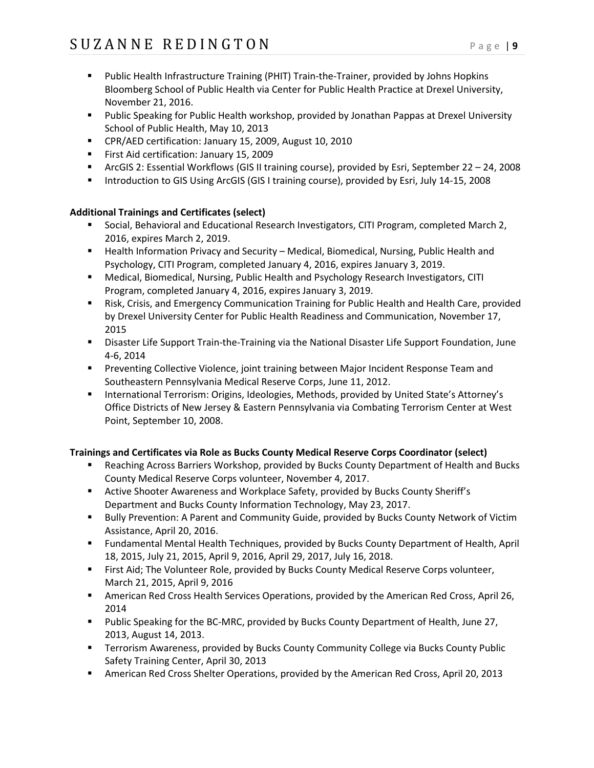- Public Health Infrastructure Training (PHIT) Train-the-Trainer, provided by Johns Hopkins Bloomberg School of Public Health via Center for Public Health Practice at Drexel University, November 21, 2016.
- Public Speaking for Public Health workshop, provided by Jonathan Pappas at Drexel University School of Public Health, May 10, 2013
- CPR/AED certification: January 15, 2009, August 10, 2010
- First Aid certification: January 15, 2009
- ArcGIS 2: Essential Workflows (GIS II training course), provided by Esri, September 22 – 24, 2008
- Introduction to GIS Using ArcGIS (GIS I training course), provided by Esri, July 14-15, 2008

**Additional Trainings and Certificates (select)**

- Social, Behavioral and Educational Research Investigators, CITI Program, completed March 2, 2016, expires March 2, 2019.
- Health Information Privacy and Security – Medical, Biomedical, Nursing, Public Health and Psychology, CITI Program, completed January 4, 2016, expires January 3, 2019.
- Medical, Biomedical, Nursing, Public Health and Psychology Research Investigators, CITI Program, completed January 4, 2016, expires January 3, 2019.
- Risk, Crisis, and Emergency Communication Training for Public Health and Health Care, provided by Drexel University Center for Public Health Readiness and Communication, November 17, 2015
- Disaster Life Support Train-the-Training via the National Disaster Life Support Foundation, June 4-6, 2014
- Preventing Collective Violence, joint training between Major Incident Response Team and Southeastern Pennsylvania Medical Reserve Corps, June 11, 2012.
- International Terrorism: Origins, Ideologies, Methods, provided by United State's Attorney's Office Districts of New Jersey & Eastern Pennsylvania via Combating Terrorism Center at West Point, September 10, 2008.

**Trainings and Certificates via Role as Bucks County Medical Reserve Corps Coordinator (select)**

- Reaching Across Barriers Workshop, provided by Bucks County Department of Health and Bucks County Medical Reserve Corps volunteer, November 4, 2017.
- Active Shooter Awareness and Workplace Safety, provided by Bucks County Sheriff's Department and Bucks County Information Technology, May 23, 2017.
- Bully Prevention: A Parent and Community Guide, provided by Bucks County Network of Victim Assistance, April 20, 2016.
- Fundamental Mental Health Techniques, provided by Bucks County Department of Health, April 18, 2015, July 21, 2015, April 9, 2016, April 29, 2017, July 16, 2018.
- First Aid; The Volunteer Role, provided by Bucks County Medical Reserve Corps volunteer, March 21, 2015, April 9, 2016
- American Red Cross Health Services Operations, provided by the American Red Cross, April 26, 2014
- Public Speaking for the BC-MRC, provided by Bucks County Department of Health, June 27, 2013, August 14, 2013.
- Terrorism Awareness, provided by Bucks County Community College via Bucks County Public Safety Training Center, April 30, 2013
- American Red Cross Shelter Operations, provided by the American Red Cross, April 20, 2013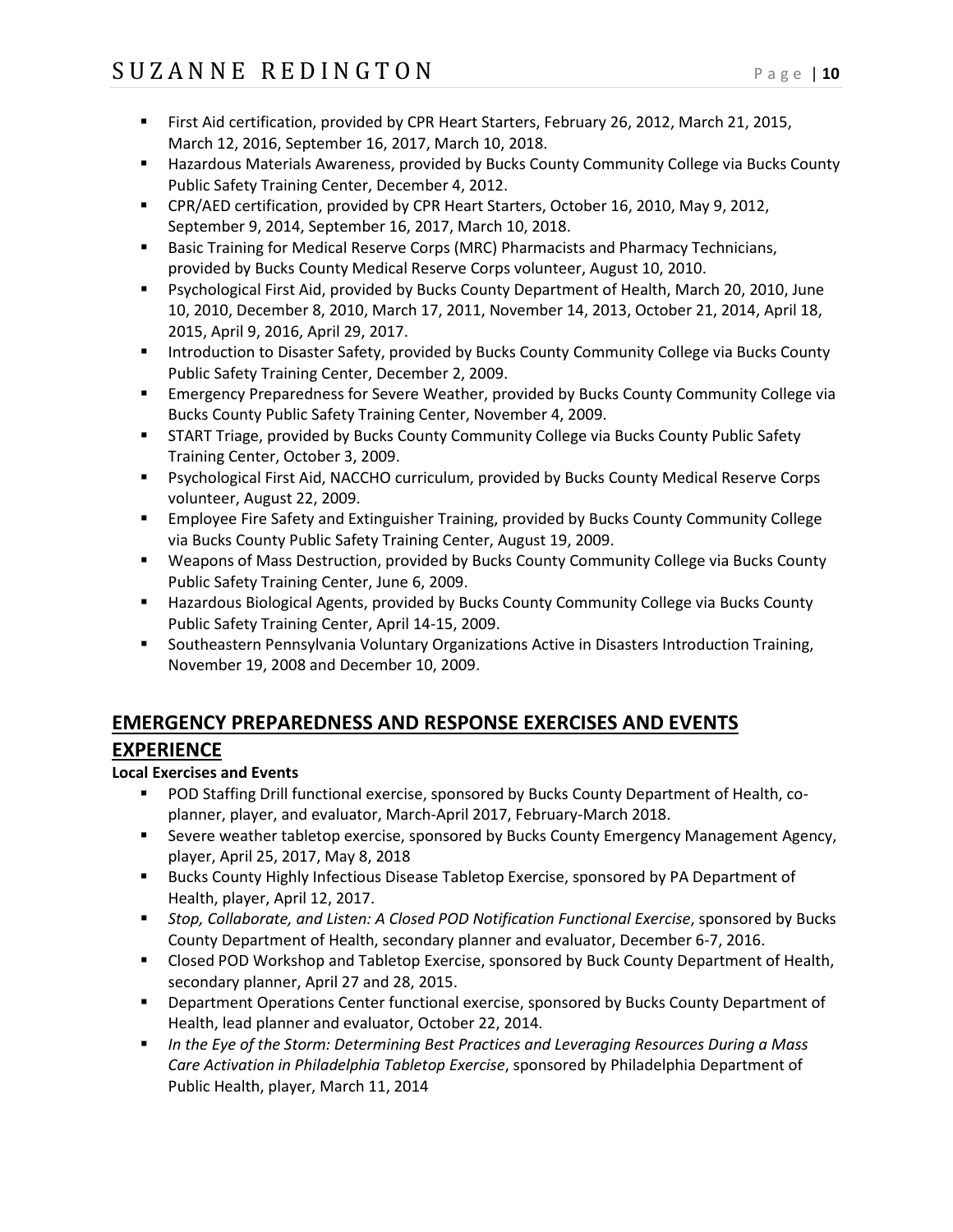- First Aid certification, provided by CPR Heart Starters, February 26, 2012, March 21, 2015, March 12, 2016, September 16, 2017, March 10, 2018.
- Hazardous Materials Awareness, provided by Bucks County Community College via Bucks County Public Safety Training Center, December 4, 2012.
- CPR/AED certification, provided by CPR Heart Starters, October 16, 2010, May 9, 2012, September 9, 2014, September 16, 2017, March 10, 2018.
- Basic Training for Medical Reserve Corps (MRC) Pharmacists and Pharmacy Technicians, provided by Bucks County Medical Reserve Corps volunteer, August 10, 2010.
- Psychological First Aid, provided by Bucks County Department of Health, March 20, 2010, June 10, 2010, December 8, 2010, March 17, 2011, November 14, 2013, October 21, 2014, April 18, 2015, April 9, 2016, April 29, 2017.
- Introduction to Disaster Safety, provided by Bucks County Community College via Bucks County Public Safety Training Center, December 2, 2009.
- Emergency Preparedness for Severe Weather, provided by Bucks County Community College via Bucks County Public Safety Training Center, November 4, 2009.
- START Triage, provided by Bucks County Community College via Bucks County Public Safety Training Center, October 3, 2009.
- Psychological First Aid, NACCHO curriculum, provided by Bucks County Medical Reserve Corps volunteer, August 22, 2009.
- Employee Fire Safety and Extinguisher Training, provided by Bucks County Community College via Bucks County Public Safety Training Center, August 19, 2009.
- Weapons of Mass Destruction, provided by Bucks County Community College via Bucks County Public Safety Training Center, June 6, 2009.
- Hazardous Biological Agents, provided by Bucks County Community College via Bucks County Public Safety Training Center, April 14-15, 2009.
- Southeastern Pennsylvania Voluntary Organizations Active in Disasters Introduction Training, November 19, 2008 and December 10, 2009.

## EMERGENCY PREPAREDNESS AND RESPONSE EXERCISES AND EVENTS EXPERIENCE

**Local Exercises and Events**

- POD Staffing Drill functional exercise, sponsored by Bucks County Department of Health, co-planner, player, and evaluator, March-April 2017, February-March 2018.
- Severe weather tabletop exercise, sponsored by Bucks County Emergency Management Agency, player, April 25, 2017, May 8, 2018
- Bucks County Highly Infectious Disease Tabletop Exercise, sponsored by PA Department of Health, player, April 12, 2017.
- *Stop, Collaborate, and Listen: A Closed POD Notification Functional Exercise*, sponsored by Bucks County Department of Health, secondary planner and evaluator, December 6-7, 2016.
- Closed POD Workshop and Tabletop Exercise, sponsored by Buck County Department of Health, secondary planner, April 27 and 28, 2015.
- Department Operations Center functional exercise, sponsored by Bucks County Department of Health, lead planner and evaluator, October 22, 2014.
- *In the Eye of the Storm: Determining Best Practices and Leveraging Resources During a Mass Care Activation in Philadelphia Tabletop Exercise*, sponsored by Philadelphia Department of Public Health, player, March 11, 2014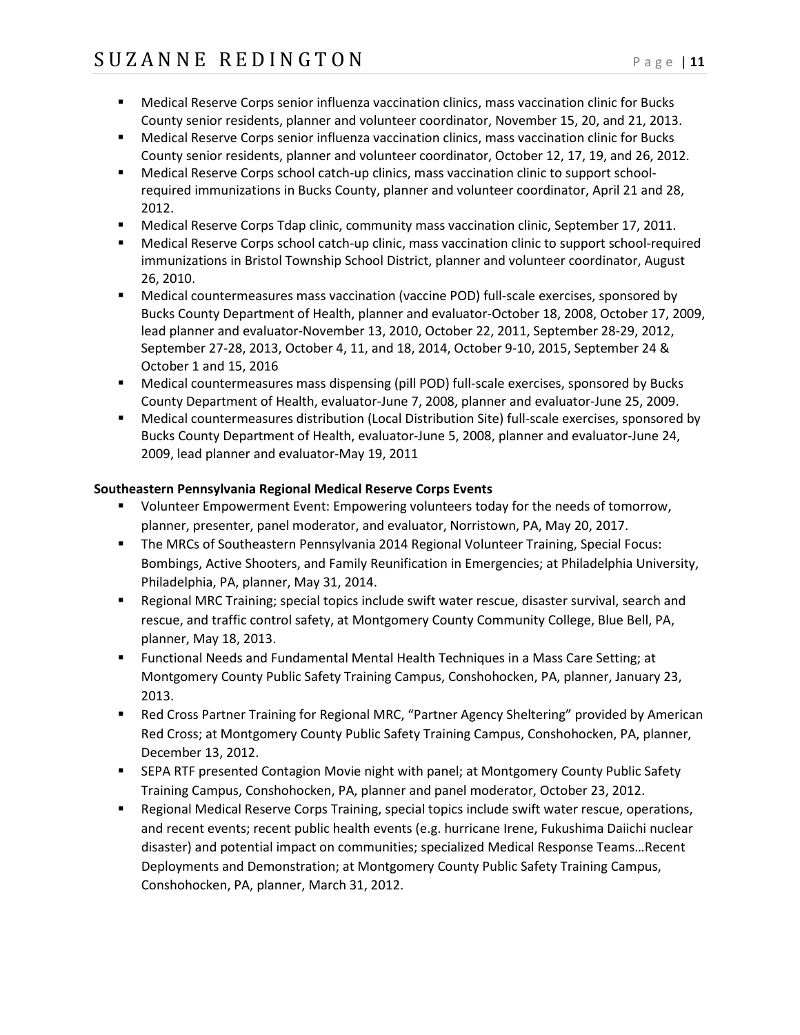- Medical Reserve Corps senior influenza vaccination clinics, mass vaccination clinic for Bucks County senior residents, planner and volunteer coordinator, November 15, 20, and 21, 2013.
- Medical Reserve Corps senior influenza vaccination clinics, mass vaccination clinic for Bucks County senior residents, planner and volunteer coordinator, October 12, 17, 19, and 26, 2012.
- Medical Reserve Corps school catch-up clinics, mass vaccination clinic to support school-required immunizations in Bucks County, planner and volunteer coordinator, April 21 and 28, 2012.
- Medical Reserve Corps Tdap clinic, community mass vaccination clinic, September 17, 2011.
- Medical Reserve Corps school catch-up clinic, mass vaccination clinic to support school-required immunizations in Bristol Township School District, planner and volunteer coordinator, August 26, 2010.
- Medical countermeasures mass vaccination (vaccine POD) full-scale exercises, sponsored by Bucks County Department of Health, planner and evaluator-October 18, 2008, October 17, 2009, lead planner and evaluator-November 13, 2010, October 22, 2011, September 28-29, 2012, September 27-28, 2013, October 4, 11, and 18, 2014, October 9-10, 2015, September 24 & October 1 and 15, 2016
- Medical countermeasures mass dispensing (pill POD) full-scale exercises, sponsored by Bucks County Department of Health, evaluator-June 7, 2008, planner and evaluator-June 25, 2009.
- Medical countermeasures distribution (Local Distribution Site) full-scale exercises, sponsored by Bucks County Department of Health, evaluator-June 5, 2008, planner and evaluator-June 24, 2009, lead planner and evaluator-May 19, 2011

**Southeastern Pennsylvania Regional Medical Reserve Corps Events**

- Volunteer Empowerment Event: Empowering volunteers today for the needs of tomorrow, planner, presenter, panel moderator, and evaluator, Norristown, PA, May 20, 2017.
- The MRCs of Southeastern Pennsylvania 2014 Regional Volunteer Training, Special Focus: Bombings, Active Shooters, and Family Reunification in Emergencies; at Philadelphia University, Philadelphia, PA, planner, May 31, 2014.
- Regional MRC Training; special topics include swift water rescue, disaster survival, search and rescue, and traffic control safety, at Montgomery County Community College, Blue Bell, PA, planner, May 18, 2013.
- Functional Needs and Fundamental Mental Health Techniques in a Mass Care Setting; at Montgomery County Public Safety Training Campus, Conshohocken, PA, planner, January 23, 2013.
- Red Cross Partner Training for Regional MRC, "Partner Agency Sheltering" provided by American Red Cross; at Montgomery County Public Safety Training Campus, Conshohocken, PA, planner, December 13, 2012.
- SEPA RTF presented Contagion Movie night with panel; at Montgomery County Public Safety Training Campus, Conshohocken, PA, planner and panel moderator, October 23, 2012.
- Regional Medical Reserve Corps Training, special topics include swift water rescue, operations, and recent events; recent public health events (e.g. hurricane Irene, Fukushima Daiichi nuclear disaster) and potential impact on communities; specialized Medical Response Teams…Recent Deployments and Demonstration; at Montgomery County Public Safety Training Campus, Conshohocken, PA, planner, March 31, 2012.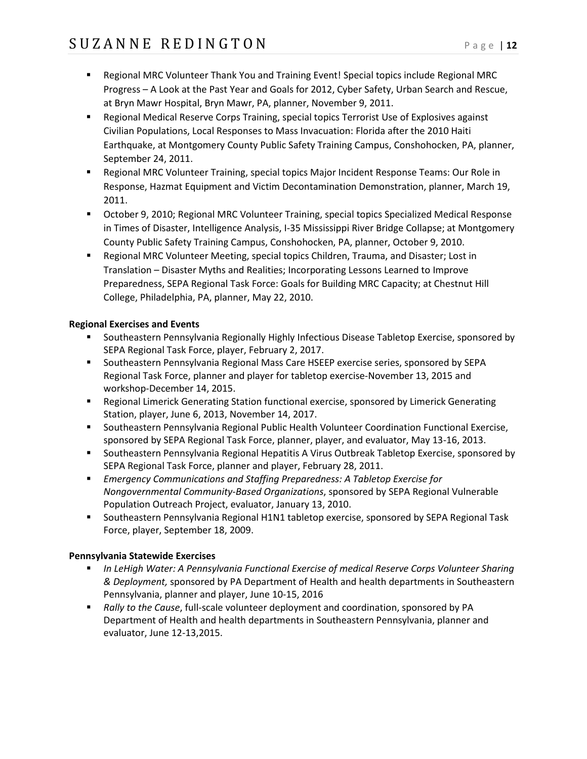- Regional MRC Volunteer Thank You and Training Event! Special topics include Regional MRC Progress – A Look at the Past Year and Goals for 2012, Cyber Safety, Urban Search and Rescue, at Bryn Mawr Hospital, Bryn Mawr, PA, planner, November 9, 2011.
- Regional Medical Reserve Corps Training, special topics Terrorist Use of Explosives against Civilian Populations, Local Responses to Mass Invacuation: Florida after the 2010 Haiti Earthquake, at Montgomery County Public Safety Training Campus, Conshohocken, PA, planner, September 24, 2011.
- Regional MRC Volunteer Training, special topics Major Incident Response Teams: Our Role in Response, Hazmat Equipment and Victim Decontamination Demonstration, planner, March 19, 2011.
- October 9, 2010; Regional MRC Volunteer Training, special topics Specialized Medical Response in Times of Disaster, Intelligence Analysis, I-35 Mississippi River Bridge Collapse; at Montgomery County Public Safety Training Campus, Conshohocken, PA, planner, October 9, 2010.
- Regional MRC Volunteer Meeting, special topics Children, Trauma, and Disaster; Lost in Translation – Disaster Myths and Realities; Incorporating Lessons Learned to Improve Preparedness, SEPA Regional Task Force: Goals for Building MRC Capacity; at Chestnut Hill College, Philadelphia, PA, planner, May 22, 2010.

**Regional Exercises and Events**

- Southeastern Pennsylvania Regionally Highly Infectious Disease Tabletop Exercise, sponsored by SEPA Regional Task Force, player, February 2, 2017.
- Southeastern Pennsylvania Regional Mass Care HSEEP exercise series, sponsored by SEPA Regional Task Force, planner and player for tabletop exercise-November 13, 2015 and workshop-December 14, 2015.
- Regional Limerick Generating Station functional exercise, sponsored by Limerick Generating Station, player, June 6, 2013, November 14, 2017.
- Southeastern Pennsylvania Regional Public Health Volunteer Coordination Functional Exercise, sponsored by SEPA Regional Task Force, planner, player, and evaluator, May 13-16, 2013.
- Southeastern Pennsylvania Regional Hepatitis A Virus Outbreak Tabletop Exercise, sponsored by SEPA Regional Task Force, planner and player, February 28, 2011.
- *Emergency Communications and Staffing Preparedness: A Tabletop Exercise for Nongovernmental Community-Based Organizations*, sponsored by SEPA Regional Vulnerable Population Outreach Project, evaluator, January 13, 2010.
- Southeastern Pennsylvania Regional H1N1 tabletop exercise, sponsored by SEPA Regional Task Force, player, September 18, 2009.

**Pennsylvania Statewide Exercises**

- *In LeHigh Water: A Pennsylvania Functional Exercise of medical Reserve Corps Volunteer Sharing & Deployment,* sponsored by PA Department of Health and health departments in Southeastern Pennsylvania, planner and player, June 10-15, 2016
- *Rally to the Cause*, full-scale volunteer deployment and coordination, sponsored by PA Department of Health and health departments in Southeastern Pennsylvania, planner and evaluator, June 12-13,2015.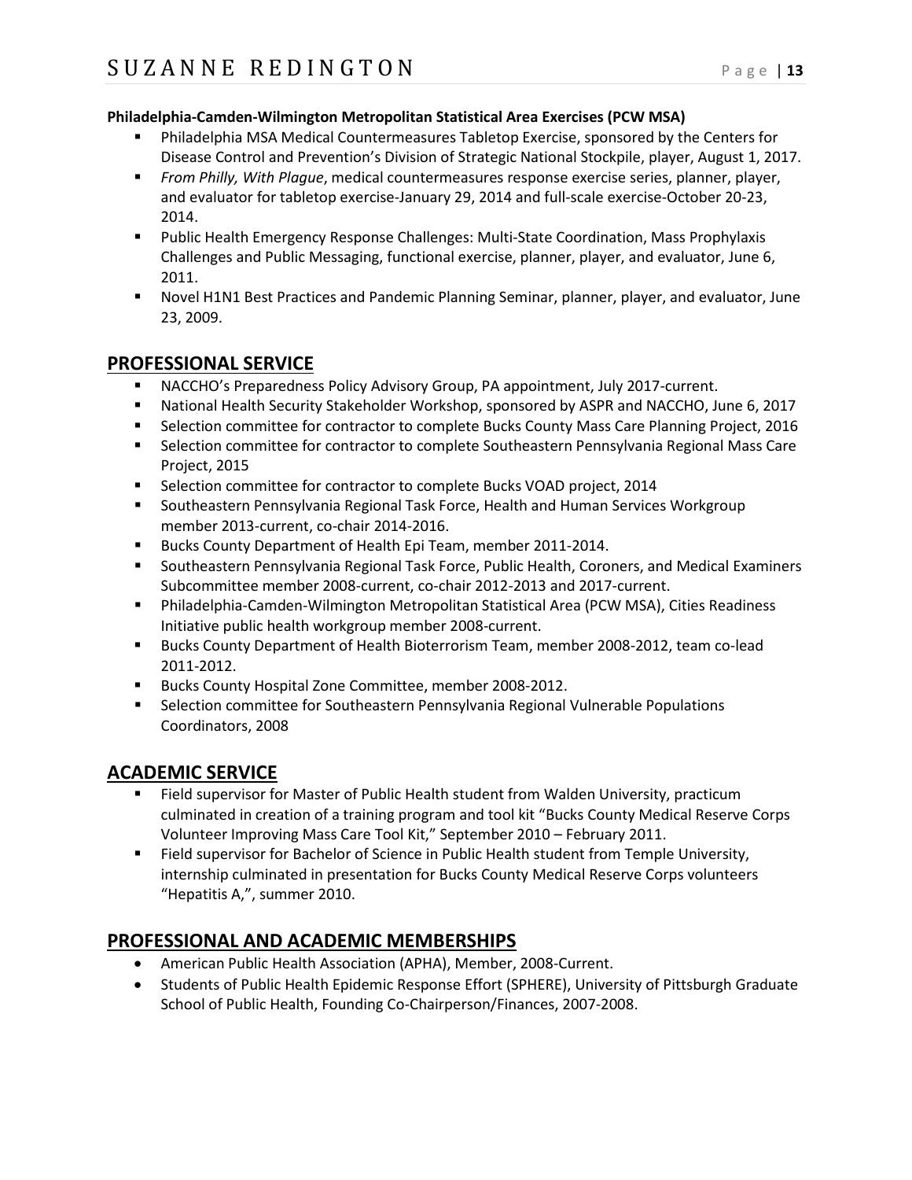**Philadelphia-Camden-Wilmington Metropolitan Statistical Area Exercises (PCW MSA)**

- Philadelphia MSA Medical Countermeasures Tabletop Exercise, sponsored by the Centers for Disease Control and Prevention's Division of Strategic National Stockpile, player, August 1, 2017.
- *From Philly, With Plague*, medical countermeasures response exercise series, planner, player, and evaluator for tabletop exercise-January 29, 2014 and full-scale exercise-October 20-23, 2014.
- Public Health Emergency Response Challenges: Multi-State Coordination, Mass Prophylaxis Challenges and Public Messaging, functional exercise, planner, player, and evaluator, June 6, 2011.
- Novel H1N1 Best Practices and Pandemic Planning Seminar, planner, player, and evaluator, June 23, 2009.

## PROFESSIONAL SERVICE

- NACCHO's Preparedness Policy Advisory Group, PA appointment, July 2017-current.
- National Health Security Stakeholder Workshop, sponsored by ASPR and NACCHO, June 6, 2017
- Selection committee for contractor to complete Bucks County Mass Care Planning Project, 2016
- Selection committee for contractor to complete Southeastern Pennsylvania Regional Mass Care Project, 2015
- Selection committee for contractor to complete Bucks VOAD project, 2014
- Southeastern Pennsylvania Regional Task Force, Health and Human Services Workgroup member 2013-current, co-chair 2014-2016.
- Bucks County Department of Health Epi Team, member 2011-2014.
- Southeastern Pennsylvania Regional Task Force, Public Health, Coroners, and Medical Examiners Subcommittee member 2008-current, co-chair 2012-2013 and 2017-current.
- Philadelphia-Camden-Wilmington Metropolitan Statistical Area (PCW MSA), Cities Readiness Initiative public health workgroup member 2008-current.
- Bucks County Department of Health Bioterrorism Team, member 2008-2012, team co-lead 2011-2012.
- Bucks County Hospital Zone Committee, member 2008-2012.
- Selection committee for Southeastern Pennsylvania Regional Vulnerable Populations Coordinators, 2008

## ACADEMIC SERVICE

- Field supervisor for Master of Public Health student from Walden University, practicum culminated in creation of a training program and tool kit "Bucks County Medical Reserve Corps Volunteer Improving Mass Care Tool Kit," September 2010 – February 2011.
- Field supervisor for Bachelor of Science in Public Health student from Temple University, internship culminated in presentation for Bucks County Medical Reserve Corps volunteers "Hepatitis A,", summer 2010.

## PROFESSIONAL AND ACADEMIC MEMBERSHIPS

- American Public Health Association (APHA), Member, 2008-Current.
- Students of Public Health Epidemic Response Effort (SPHERE), University of Pittsburgh Graduate School of Public Health, Founding Co-Chairperson/Finances, 2007-2008.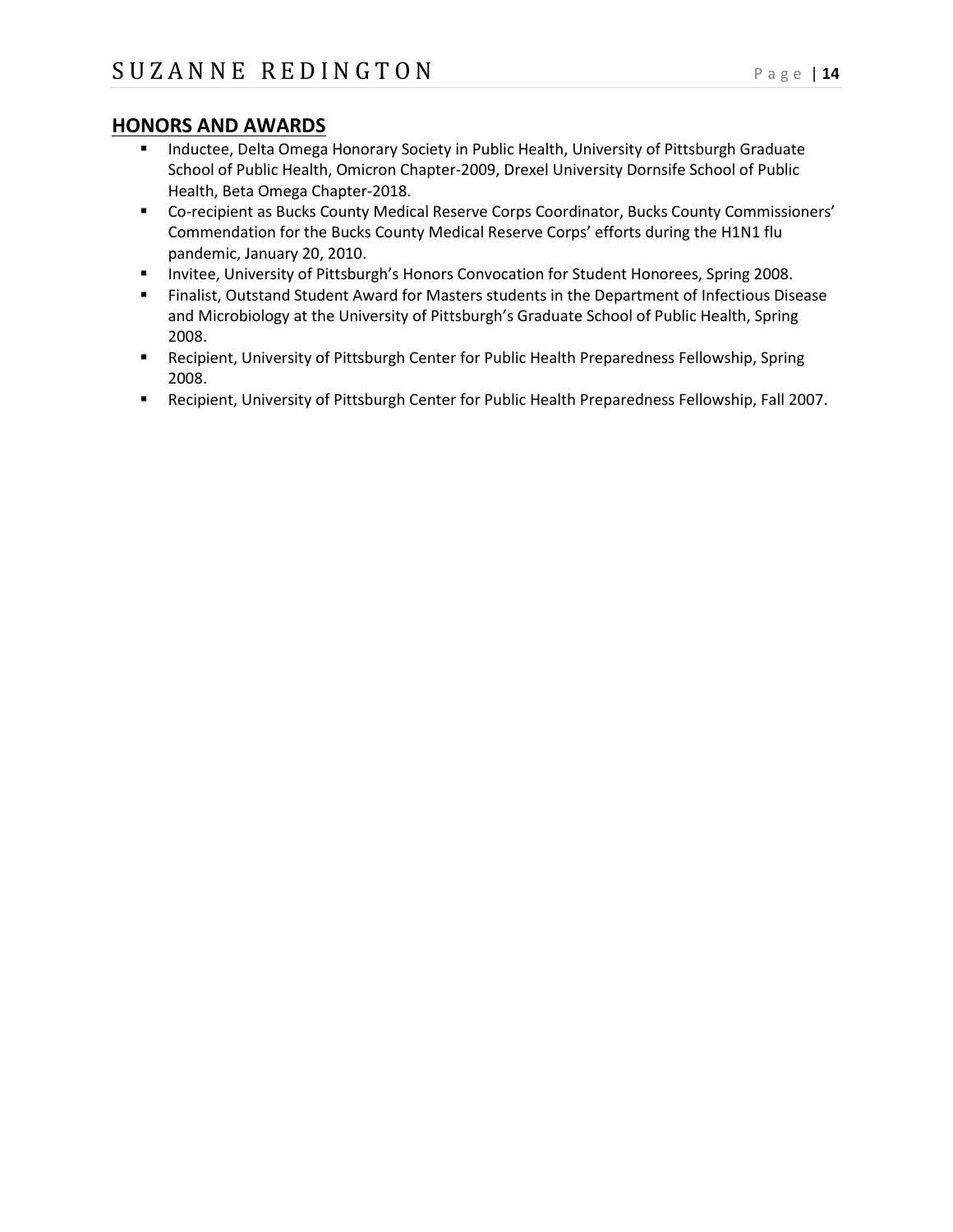## HONORS AND AWARDS

- Inductee, Delta Omega Honorary Society in Public Health, University of Pittsburgh Graduate School of Public Health, Omicron Chapter-2009, Drexel University Dornsife School of Public Health, Beta Omega Chapter-2018.
- Co-recipient as Bucks County Medical Reserve Corps Coordinator, Bucks County Commissioners' Commendation for the Bucks County Medical Reserve Corps' efforts during the H1N1 flu pandemic, January 20, 2010.
- Invitee, University of Pittsburgh's Honors Convocation for Student Honorees, Spring 2008.
- Finalist, Outstand Student Award for Masters students in the Department of Infectious Disease and Microbiology at the University of Pittsburgh's Graduate School of Public Health, Spring 2008.
- Recipient, University of Pittsburgh Center for Public Health Preparedness Fellowship, Spring 2008.
- Recipient, University of Pittsburgh Center for Public Health Preparedness Fellowship, Fall 2007.